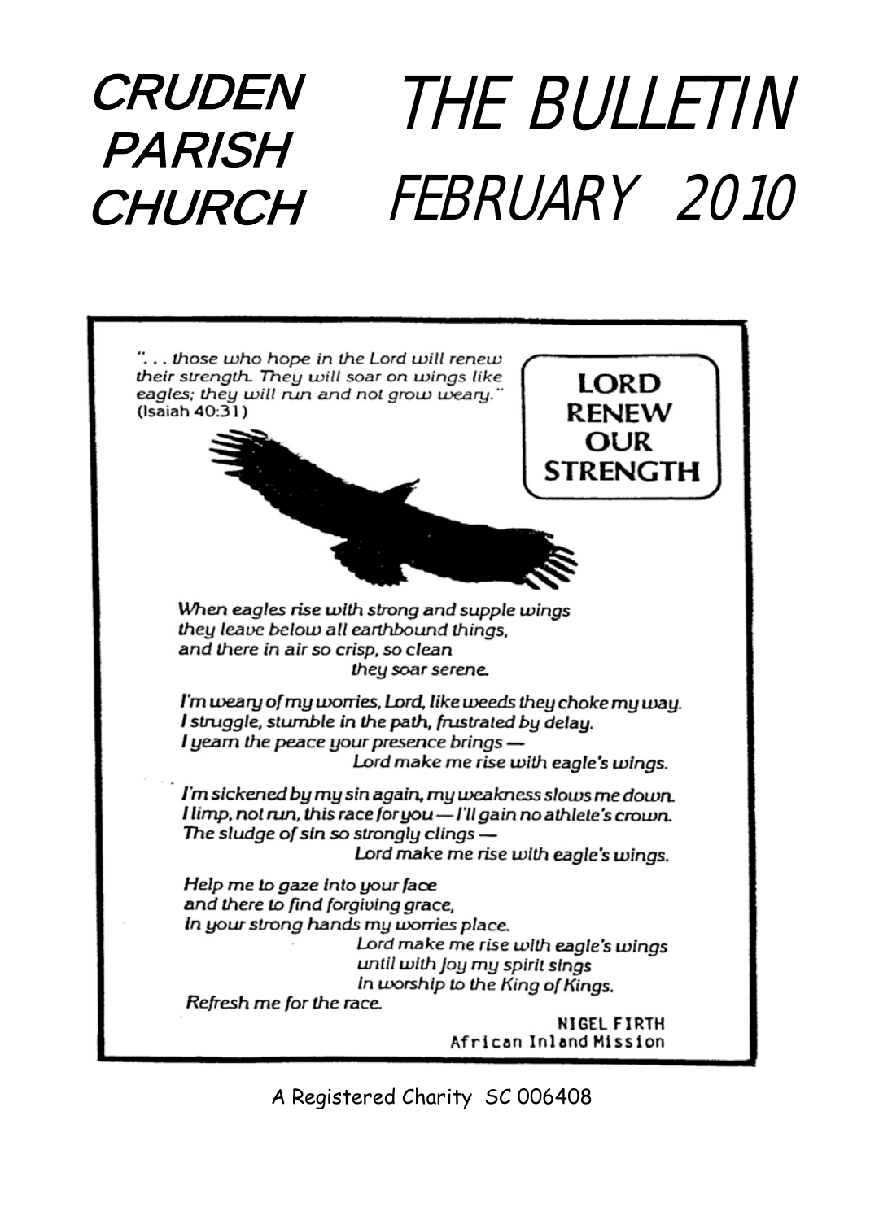# CRUDEN PARISH CHURCH

# THE BULLETIN

# FEBRUARY 2010

*"... those who hope in the Lord will renew their strength. They will soar on wings like eagles; they will run and not grow weary."* (Isaiah 40:31)

**LORD RENEW OUR STRENGTH**

*When eagles rise with strong and supple wings*
*they leave below all earthbound things,*
*and there in air so crisp, so clean*
*they soar serene.*

*I'm weary of my worries, Lord, like weeds they choke my way.*
*I struggle, stumble in the path, frustrated by delay.*
*I yearn the peace your presence brings —*
*Lord make me rise with eagle's wings.*

*I'm sickened by my sin again, my weakness slows me down.*
*I limp, not run, this race for you — I'll gain no athlete's crown.*
*The sludge of sin so strongly clings —*
*Lord make me rise with eagle's wings.*

*Help me to gaze into your face*
*and there to find forgiving grace,*
*in your strong hands my worries place.*
*Lord make me rise with eagle's wings*
*until with joy my spirit sings*
*in worship to the King of Kings.*
*Refresh me for the race.*

NIGEL FIRTH
African Inland Mission

A Registered Charity SC 006408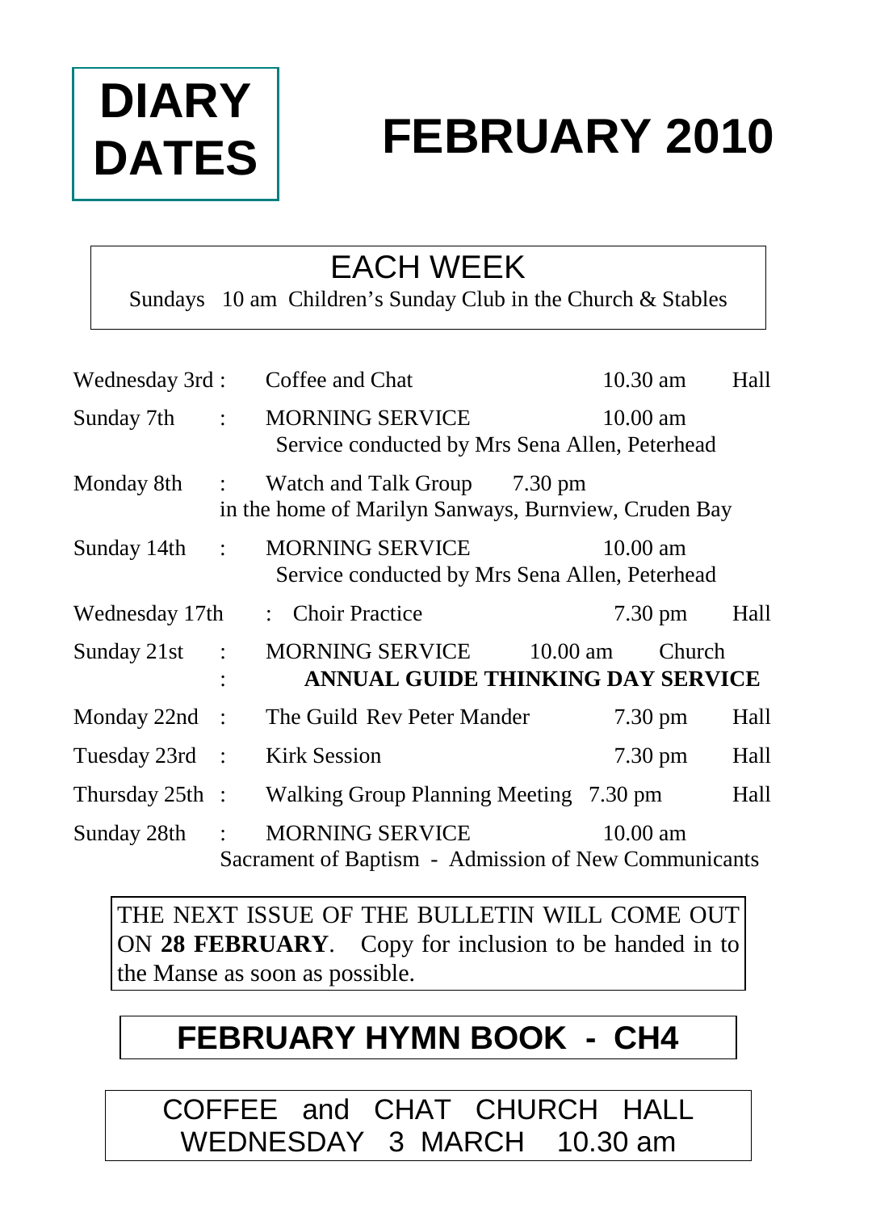# DIARY DATES

# FEBRUARY 2010

## EACH WEEK

Sundays 10 am Children's Sunday Club in the Church & Stables

| Date | | Event | Time | Place |
|---|---|---|---|---|
| Wednesday 3rd | : | Coffee and Chat | 10.30 am | Hall |
| Sunday 7th | : | MORNING SERVICE<br>Service conducted by Mrs Sena Allen, Peterhead | 10.00 am | |
| Monday 8th | : | Watch and Talk Group<br>in the home of Marilyn Sanways, Burnview, Cruden Bay | 7.30 pm | |
| Sunday 14th | : | MORNING SERVICE<br>Service conducted by Mrs Sena Allen, Peterhead | 10.00 am | |
| Wednesday 17th | : | Choir Practice | 7.30 pm | Hall |
| Sunday 21st | : | MORNING SERVICE<br>**ANNUAL GUIDE THINKING DAY SERVICE** | 10.00 am | Church |
| Monday 22nd | : | The Guild Rev Peter Mander | 7.30 pm | Hall |
| Tuesday 23rd | : | Kirk Session | 7.30 pm | Hall |
| Thursday 25th | : | Walking Group Planning Meeting | 7.30 pm | Hall |
| Sunday 28th | : | MORNING SERVICE<br>Sacrament of Baptism - Admission of New Communicants | 10.00 am | |

THE NEXT ISSUE OF THE BULLETIN WILL COME OUT ON **28 FEBRUARY**. Copy for inclusion to be handed in to the Manse as soon as possible.

## FEBRUARY HYMN BOOK - CH4

COFFEE and CHAT CHURCH HALL
WEDNESDAY 3 MARCH 10.30 am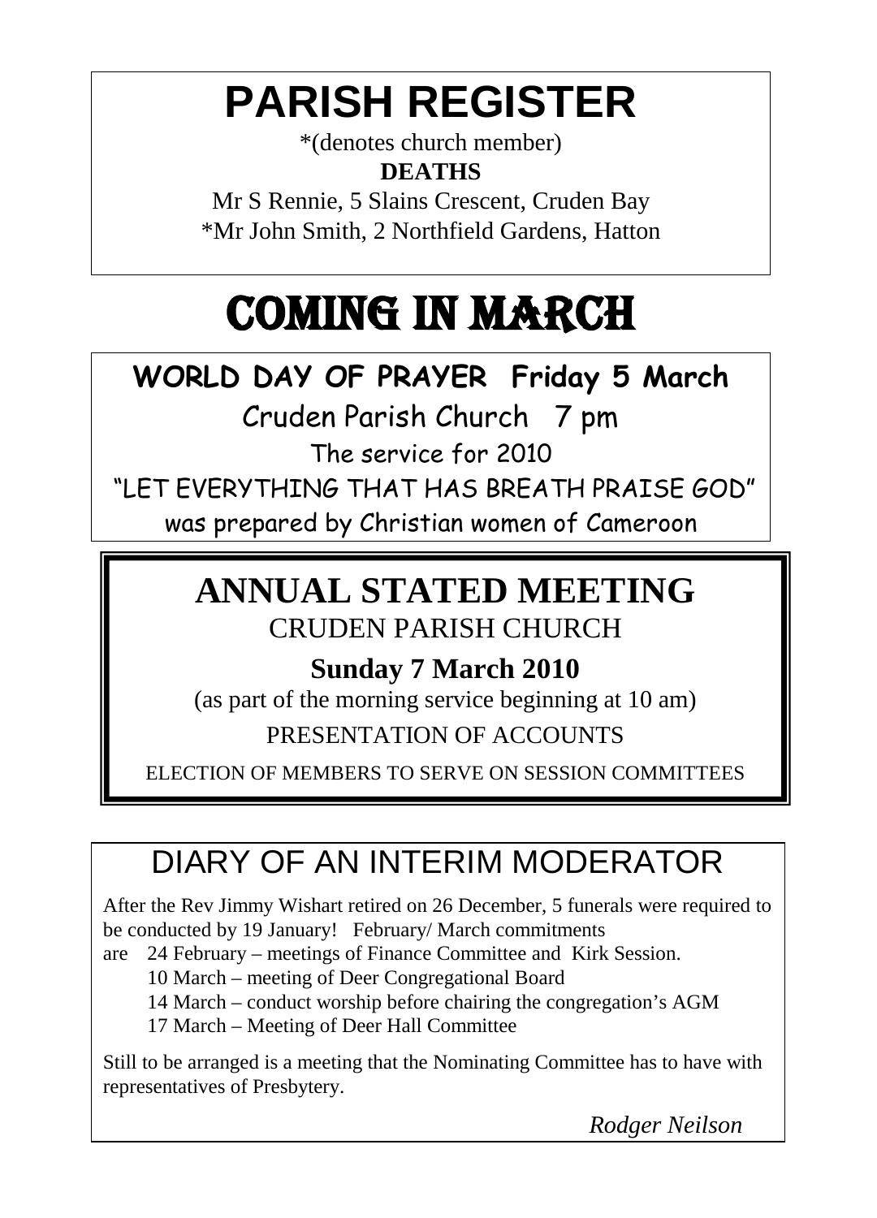# PARISH REGISTER

*(denotes church member)

**DEATHS**

Mr S Rennie, 5 Slains Crescent, Cruden Bay

*Mr John Smith, 2 Northfield Gardens, Hatton

# COMING IN MARCH

## WORLD DAY OF PRAYER Friday 5 March

Cruden Parish Church 7 pm

The service for 2010

"LET EVERYTHING THAT HAS BREATH PRAISE GOD"

was prepared by Christian women of Cameroon

## ANNUAL STATED MEETING

CRUDEN PARISH CHURCH

**Sunday 7 March 2010**

(as part of the morning service beginning at 10 am)

PRESENTATION OF ACCOUNTS

ELECTION OF MEMBERS TO SERVE ON SESSION COMMITTEES

## DIARY OF AN INTERIM MODERATOR

After the Rev Jimmy Wishart retired on 26 December, 5 funerals were required to be conducted by 19 January! February/ March commitments are

- 24 February – meetings of Finance Committee and Kirk Session.
- 10 March – meeting of Deer Congregational Board
- 14 March – conduct worship before chairing the congregation's AGM
- 17 March – Meeting of Deer Hall Committee

Still to be arranged is a meeting that the Nominating Committee has to have with representatives of Presbytery.

*Rodger Neilson*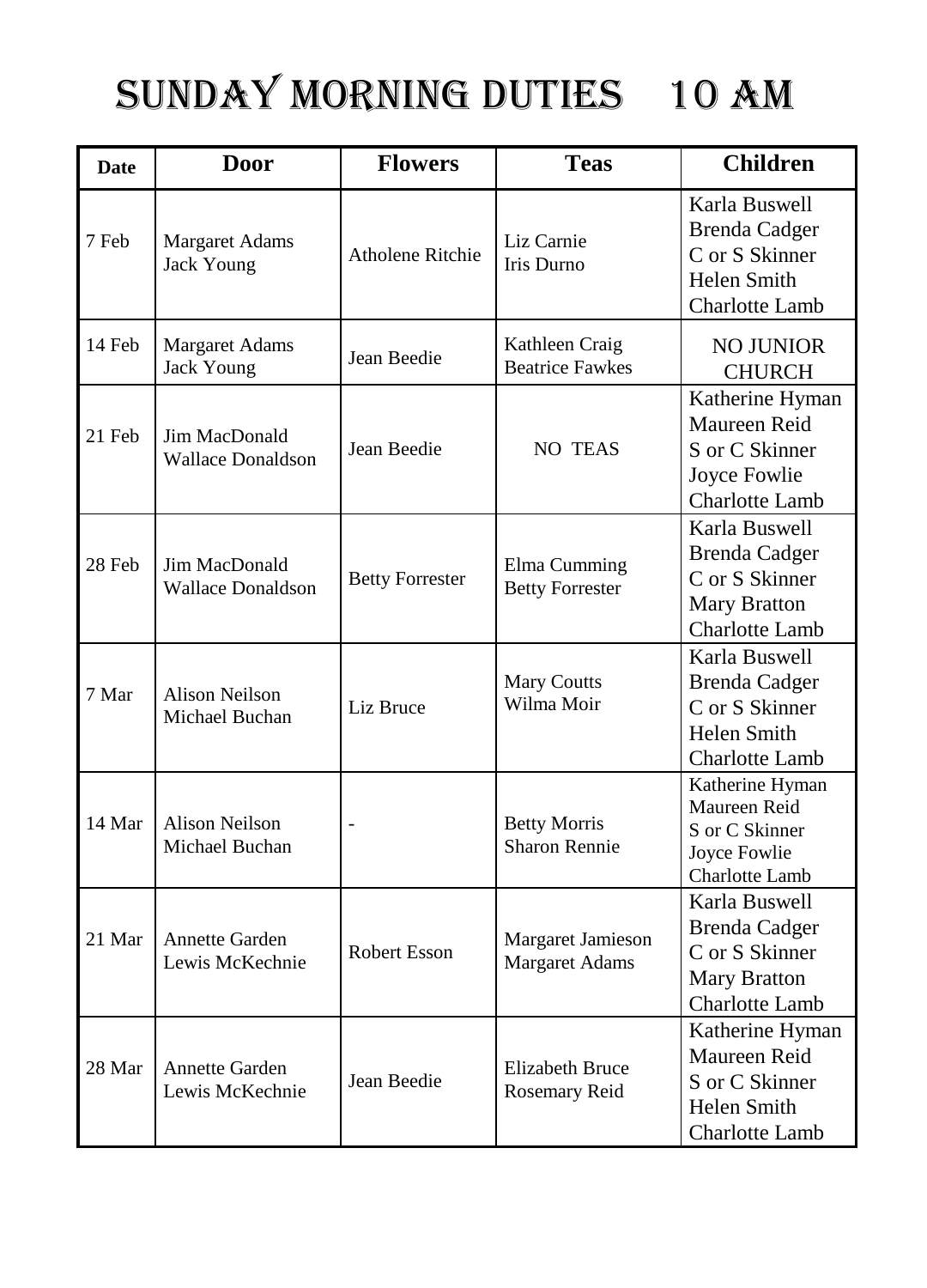# SUNDAY MORNING DUTIES 10 AM

| Date | Door | Flowers | Teas | Children |
|---|---|---|---|---|
| 7 Feb | Margaret Adams<br>Jack Young | Atholene Ritchie | Liz Carnie<br>Iris Durno | Karla Buswell<br>Brenda Cadger<br>C or S Skinner<br>Helen Smith<br>Charlotte Lamb |
| 14 Feb | Margaret Adams<br>Jack Young | Jean Beedie | Kathleen Craig<br>Beatrice Fawkes | NO JUNIOR CHURCH |
| 21 Feb | Jim MacDonald<br>Wallace Donaldson | Jean Beedie | NO TEAS | Katherine Hyman<br>Maureen Reid<br>S or C Skinner<br>Joyce Fowlie<br>Charlotte Lamb |
| 28 Feb | Jim MacDonald<br>Wallace Donaldson | Betty Forrester | Elma Cumming<br>Betty Forrester | Karla Buswell<br>Brenda Cadger<br>C or S Skinner<br>Mary Bratton<br>Charlotte Lamb |
| 7 Mar | Alison Neilson<br>Michael Buchan | Liz Bruce | Mary Coutts<br>Wilma Moir | Karla Buswell<br>Brenda Cadger<br>C or S Skinner<br>Helen Smith<br>Charlotte Lamb |
| 14 Mar | Alison Neilson<br>Michael Buchan | - | Betty Morris<br>Sharon Rennie | Katherine Hyman<br>Maureen Reid<br>S or C Skinner<br>Joyce Fowlie<br>Charlotte Lamb |
| 21 Mar | Annette Garden<br>Lewis McKechnie | Robert Esson | Margaret Jamieson<br>Margaret Adams | Karla Buswell<br>Brenda Cadger<br>C or S Skinner<br>Mary Bratton<br>Charlotte Lamb |
| 28 Mar | Annette Garden<br>Lewis McKechnie | Jean Beedie | Elizabeth Bruce<br>Rosemary Reid | Katherine Hyman<br>Maureen Reid<br>S or C Skinner<br>Helen Smith<br>Charlotte Lamb |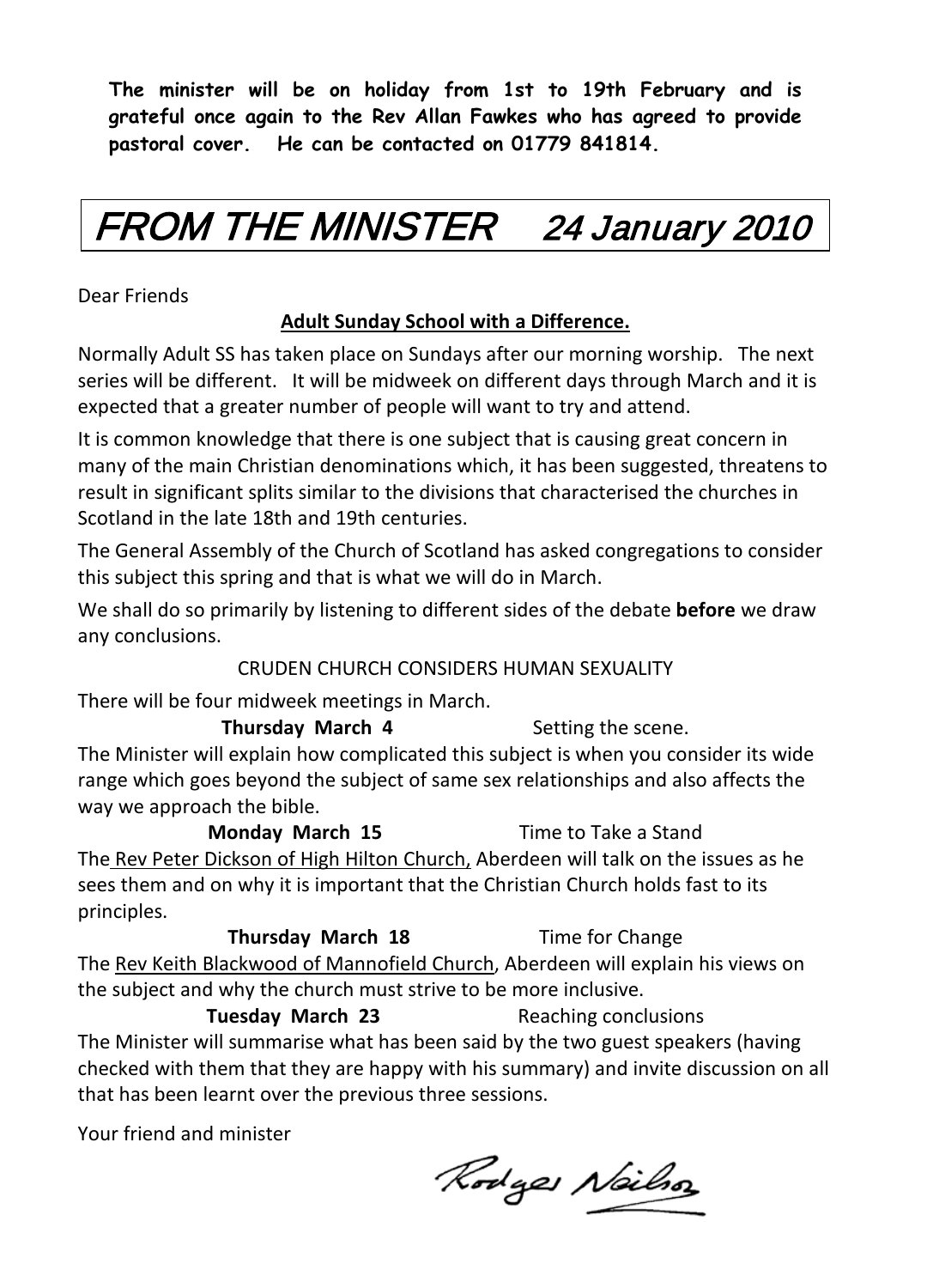**The minister will be on holiday from 1st to 19th February and is grateful once again to the Rev Allan Fawkes who has agreed to provide pastoral cover. He can be contacted on 01779 841814.**

# *FROM THE MINISTER 24 January 2010*

Dear Friends

**Adult Sunday School with a Difference.**

Normally Adult SS has taken place on Sundays after our morning worship. The next series will be different. It will be midweek on different days through March and it is expected that a greater number of people will want to try and attend.

It is common knowledge that there is one subject that is causing great concern in many of the main Christian denominations which, it has been suggested, threatens to result in significant splits similar to the divisions that characterised the churches in Scotland in the late 18th and 19th centuries.

The General Assembly of the Church of Scotland has asked congregations to consider this subject this spring and that is what we will do in March.

We shall do so primarily by listening to different sides of the debate **before** we draw any conclusions.

CRUDEN CHURCH CONSIDERS HUMAN SEXUALITY

There will be four midweek meetings in March.

**Thursday March 4** Setting the scene.

The Minister will explain how complicated this subject is when you consider its wide range which goes beyond the subject of same sex relationships and also affects the way we approach the bible.

**Monday March 15** Time to Take a Stand

The Rev Peter Dickson of High Hilton Church, Aberdeen will talk on the issues as he sees them and on why it is important that the Christian Church holds fast to its principles.

**Thursday March 18** Time for Change

The Rev Keith Blackwood of Mannofield Church, Aberdeen will explain his views on the subject and why the church must strive to be more inclusive.

**Tuesday March 23** Reaching conclusions

The Minister will summarise what has been said by the two guest speakers (having checked with them that they are happy with his summary) and invite discussion on all that has been learnt over the previous three sessions.

Your friend and minister

Rodger Neilson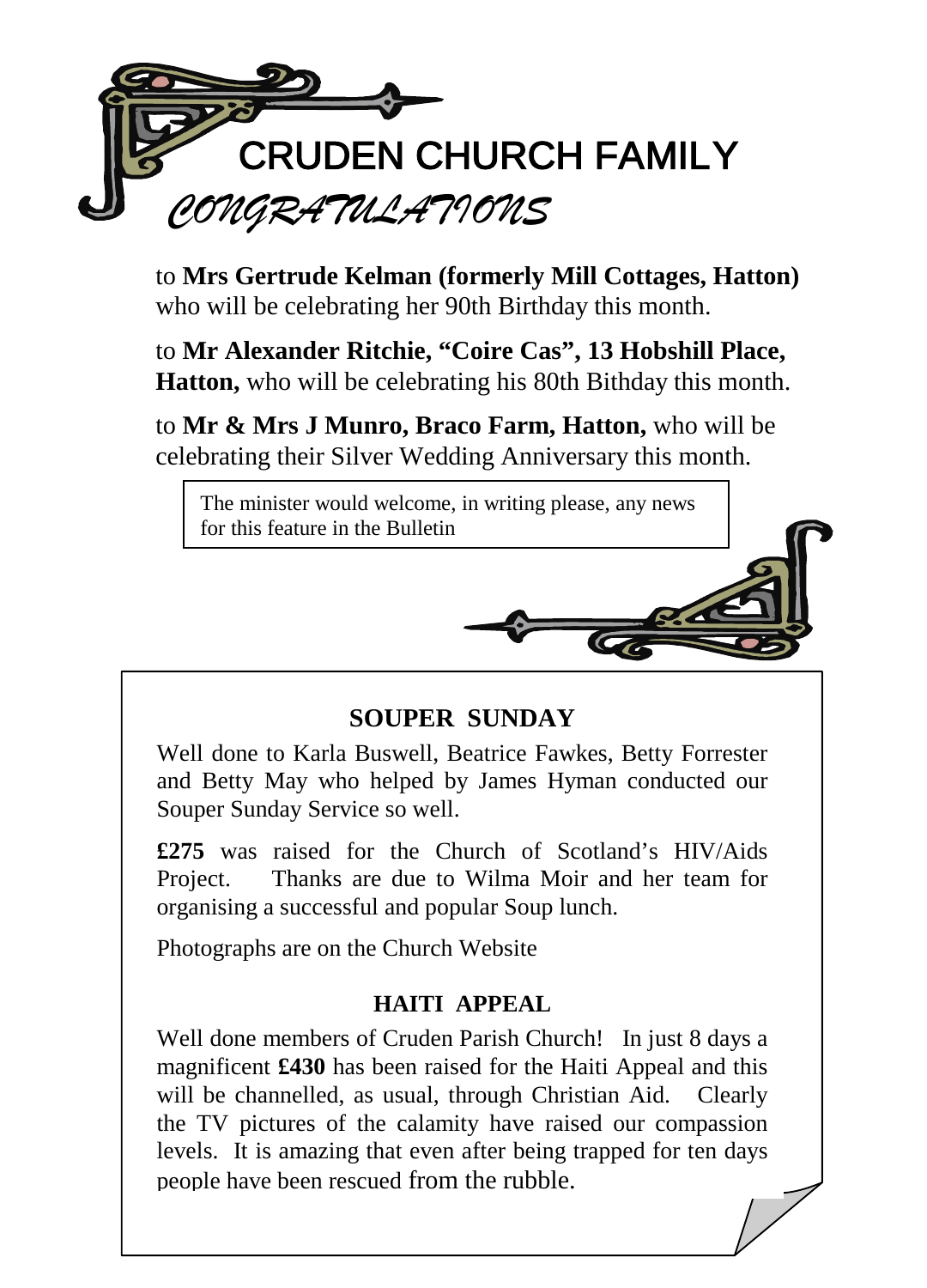# CRUDEN CHURCH FAMILY

## *CONGRATULATIONS*

to **Mrs Gertrude Kelman (formerly Mill Cottages, Hatton)** who will be celebrating her 90th Birthday this month.

to **Mr Alexander Ritchie, "Coire Cas", 13 Hobshill Place, Hatton,** who will be celebrating his 80th Bithday this month.

to **Mr & Mrs J Munro, Braco Farm, Hatton,** who will be celebrating their Silver Wedding Anniversary this month.

The minister would welcome, in writing please, any news for this feature in the Bulletin

## SOUPER SUNDAY

Well done to Karla Buswell, Beatrice Fawkes, Betty Forrester and Betty May who helped by James Hyman conducted our Souper Sunday Service so well.

**£275** was raised for the Church of Scotland's HIV/Aids Project. Thanks are due to Wilma Moir and her team for organising a successful and popular Soup lunch.

Photographs are on the Church Website

## HAITI APPEAL

Well done members of Cruden Parish Church! In just 8 days a magnificent **£430** has been raised for the Haiti Appeal and this will be channelled, as usual, through Christian Aid. Clearly the TV pictures of the calamity have raised our compassion levels. It is amazing that even after being trapped for ten days people have been rescued from the rubble.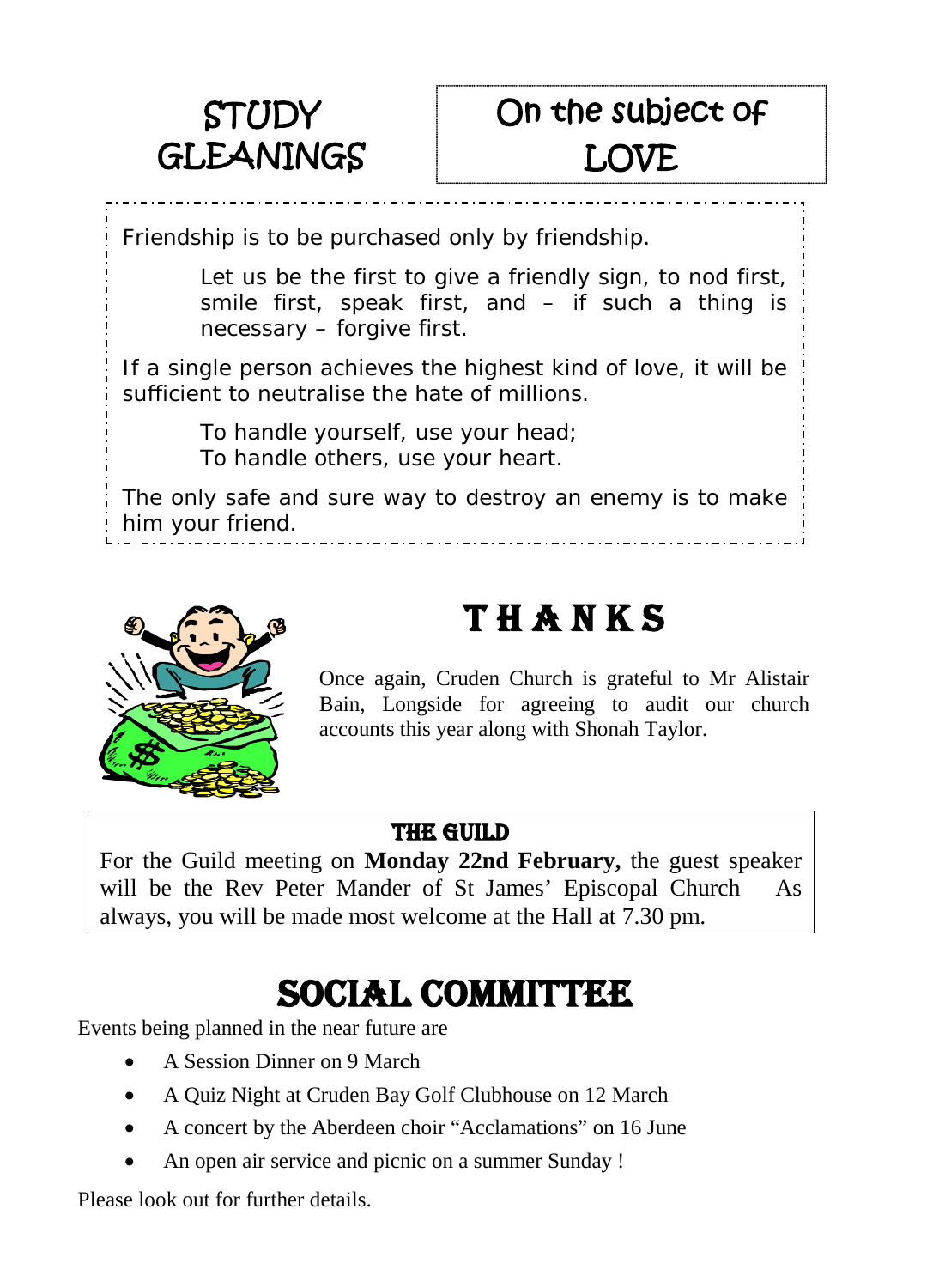## STUDY GLEANINGS

## On the subject of LOVE

Friendship is to be purchased only by friendship.

> Let us be the first to give a friendly sign, to nod first, smile first, speak first, and – if such a thing is necessary – forgive first.

If a single person achieves the highest kind of love, it will be sufficient to neutralise the hate of millions.

> To handle yourself, use your head;
> To handle others, use your heart.

The only safe and sure way to destroy an enemy is to make him your friend.

## THANKS

Once again, Cruden Church is grateful to Mr Alistair Bain, Longside for agreeing to audit our church accounts this year along with Shonah Taylor.

### THE GUILD

For the Guild meeting on **Monday 22nd February,** the guest speaker will be the Rev Peter Mander of St James' Episcopal Church   As always, you will be made most welcome at the Hall at 7.30 pm.

## SOCIAL COMMITTEE

Events being planned in the near future are

- A Session Dinner on 9 March
- A Quiz Night at Cruden Bay Golf Clubhouse on 12 March
- A concert by the Aberdeen choir "Acclamations" on 16 June
- An open air service and picnic on a summer Sunday !

Please look out for further details.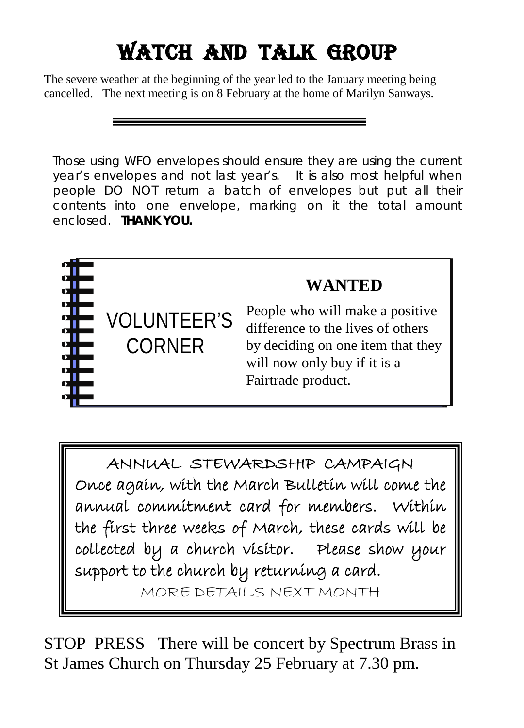# WATCH AND TALK GROUP

The severe weather at the beginning of the year led to the January meeting being cancelled. The next meeting is on 8 February at the home of Marilyn Sanways.

---

Those using WFO envelopes should ensure they are using the current year's envelopes and not last year's. It is also most helpful when people DO NOT return a batch of envelopes but put all their contents into one envelope, marking on it the total amount enclosed. **THANK YOU.**

## VOLUNTEER'S CORNER

### WANTED

People who will make a positive difference to the lives of others by deciding on one item that they will now only buy if it is a Fairtrade product.

## ANNUAL STEWARDSHIP CAMPAIGN

Once again, with the March Bulletin will come the annual commitment card for members. Within the first three weeks of March, these cards will be collected by a church visitor. Please show your support to the church by returning a card.

MORE DETAILS NEXT MONTH

STOP PRESS There will be concert by Spectrum Brass in St James Church on Thursday 25 February at 7.30 pm.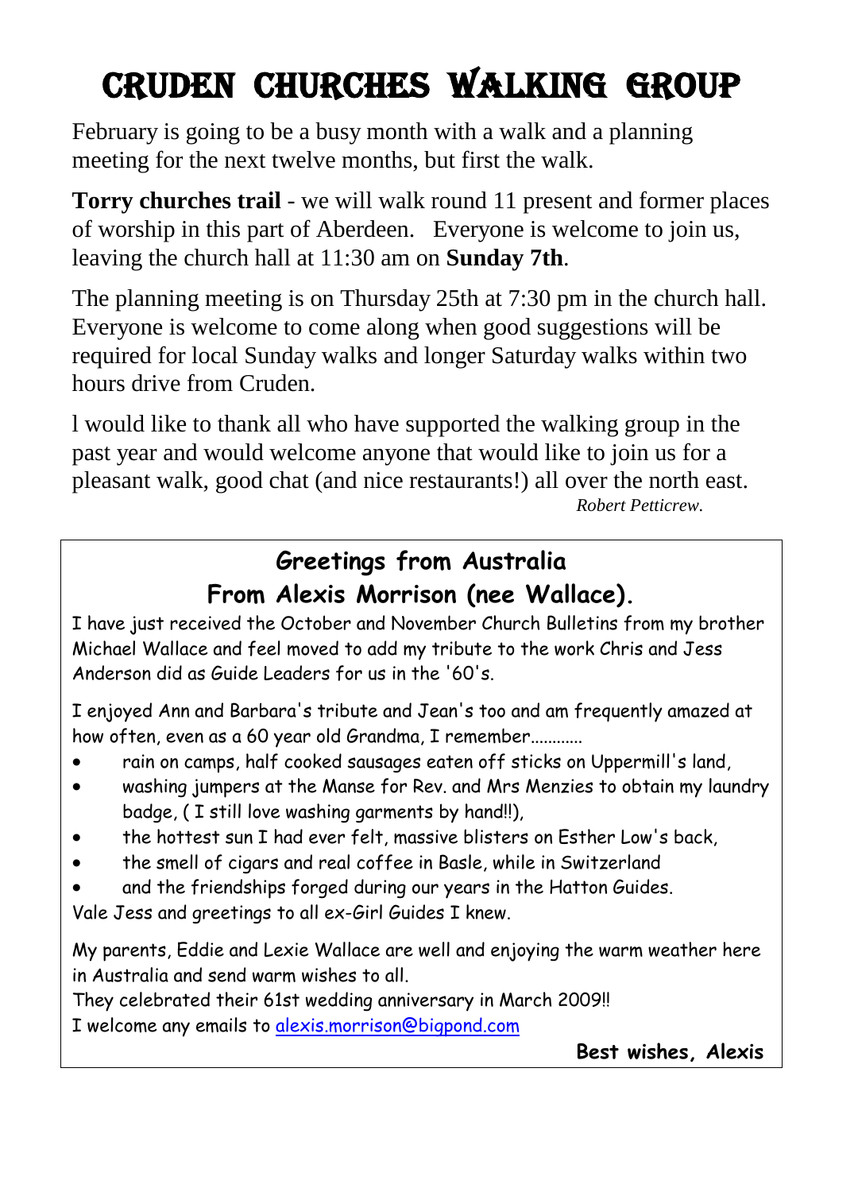# CRUDEN CHURCHES WALKING GROUP

February is going to be a busy month with a walk and a planning meeting for the next twelve months, but first the walk.

**Torry churches trail** - we will walk round 11 present and former places of worship in this part of Aberdeen. Everyone is welcome to join us, leaving the church hall at 11:30 am on **Sunday 7th**.

The planning meeting is on Thursday 25th at 7:30 pm in the church hall. Everyone is welcome to come along when good suggestions will be required for local Sunday walks and longer Saturday walks within two hours drive from Cruden.

l would like to thank all who have supported the walking group in the past year and would welcome anyone that would like to join us for a pleasant walk, good chat (and nice restaurants!) all over the north east.

*Robert Petticrew.*

## Greetings from Australia
## From Alexis Morrison (nee Wallace).

I have just received the October and November Church Bulletins from my brother Michael Wallace and feel moved to add my tribute to the work Chris and Jess Anderson did as Guide Leaders for us in the '60's.

I enjoyed Ann and Barbara's tribute and Jean's too and am frequently amazed at how often, even as a 60 year old Grandma, I remember............

- rain on camps, half cooked sausages eaten off sticks on Uppermill's land,
- washing jumpers at the Manse for Rev. and Mrs Menzies to obtain my laundry badge, ( I still love washing garments by hand!!),
- the hottest sun I had ever felt, massive blisters on Esther Low's back,
- the smell of cigars and real coffee in Basle, while in Switzerland
- and the friendships forged during our years in the Hatton Guides.

Vale Jess and greetings to all ex-Girl Guides I knew.

My parents, Eddie and Lexie Wallace are well and enjoying the warm weather here in Australia and send warm wishes to all.
They celebrated their 61st wedding anniversary in March 2009!!
I welcome any emails to alexis.morrison@bigpond.com

**Best wishes, Alexis**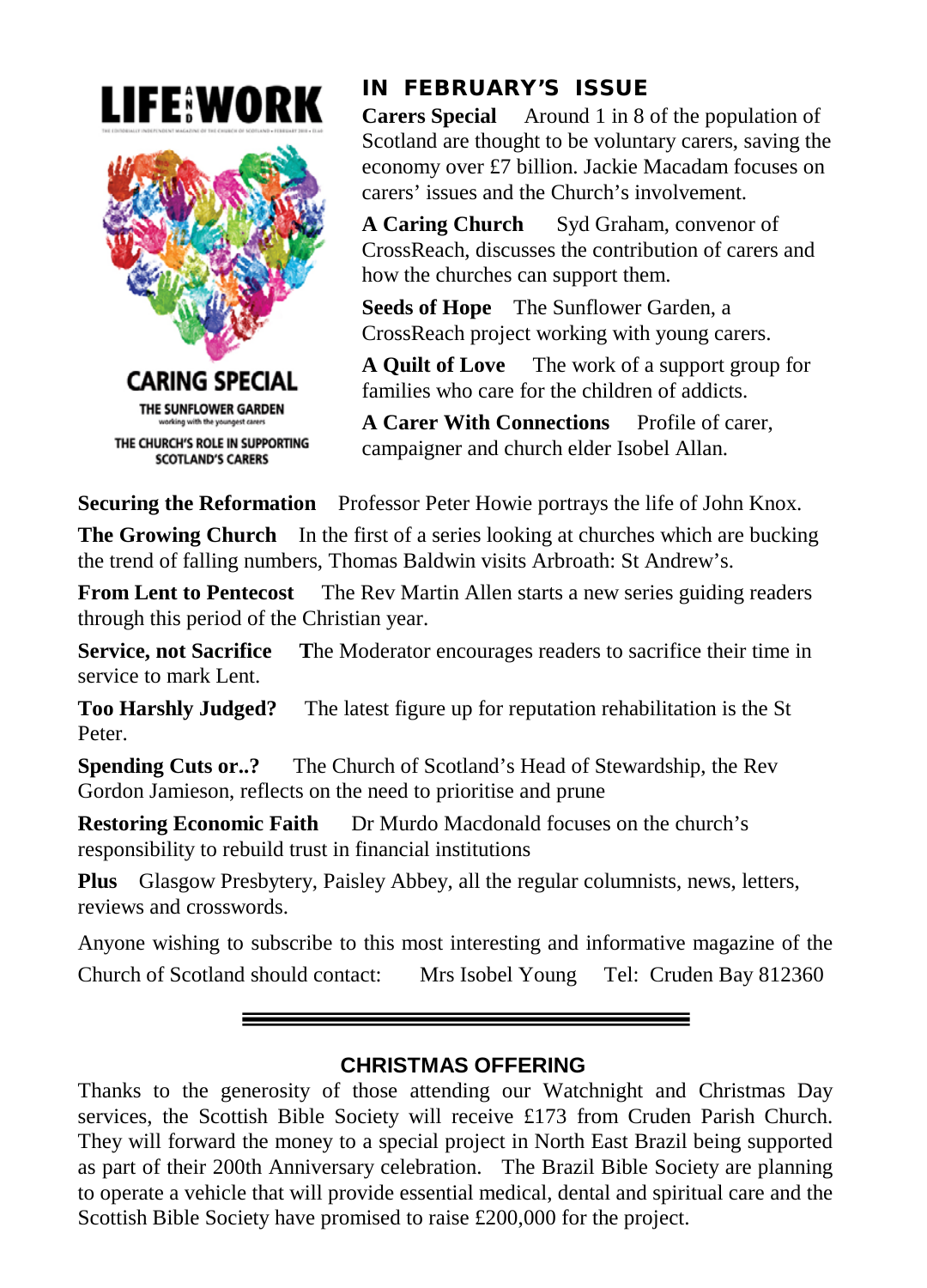LIFE AND WORK

CARING SPECIAL

THE SUNFLOWER GARDEN
working with the youngest carers

THE CHURCH'S ROLE IN SUPPORTING SCOTLAND'S CARERS

## IN FEBRUARY'S ISSUE

**Carers Special** Around 1 in 8 of the population of Scotland are thought to be voluntary carers, saving the economy over £7 billion. Jackie Macadam focuses on carers' issues and the Church's involvement.

**A Caring Church** Syd Graham, convenor of CrossReach, discusses the contribution of carers and how the churches can support them.

**Seeds of Hope** The Sunflower Garden, a CrossReach project working with young carers.

**A Quilt of Love** The work of a support group for families who care for the children of addicts.

**A Carer With Connections** Profile of carer, campaigner and church elder Isobel Allan.

**Securing the Reformation** Professor Peter Howie portrays the life of John Knox.

**The Growing Church** In the first of a series looking at churches which are bucking the trend of falling numbers, Thomas Baldwin visits Arbroath: St Andrew's.

**From Lent to Pentecost** The Rev Martin Allen starts a new series guiding readers through this period of the Christian year.

**Service, not Sacrifice** The Moderator encourages readers to sacrifice their time in service to mark Lent.

**Too Harshly Judged?** The latest figure up for reputation rehabilitation is the St Peter.

**Spending Cuts or..?** The Church of Scotland's Head of Stewardship, the Rev Gordon Jamieson, reflects on the need to prioritise and prune

**Restoring Economic Faith** Dr Murdo Macdonald focuses on the church's responsibility to rebuild trust in financial institutions

**Plus** Glasgow Presbytery, Paisley Abbey, all the regular columnists, news, letters, reviews and crosswords.

Anyone wishing to subscribe to this most interesting and informative magazine of the Church of Scotland should contact: Mrs Isobel Young Tel: Cruden Bay 812360

---

## CHRISTMAS OFFERING

Thanks to the generosity of those attending our Watchnight and Christmas Day services, the Scottish Bible Society will receive £173 from Cruden Parish Church. They will forward the money to a special project in North East Brazil being supported as part of their 200th Anniversary celebration. The Brazil Bible Society are planning to operate a vehicle that will provide essential medical, dental and spiritual care and the Scottish Bible Society have promised to raise £200,000 for the project.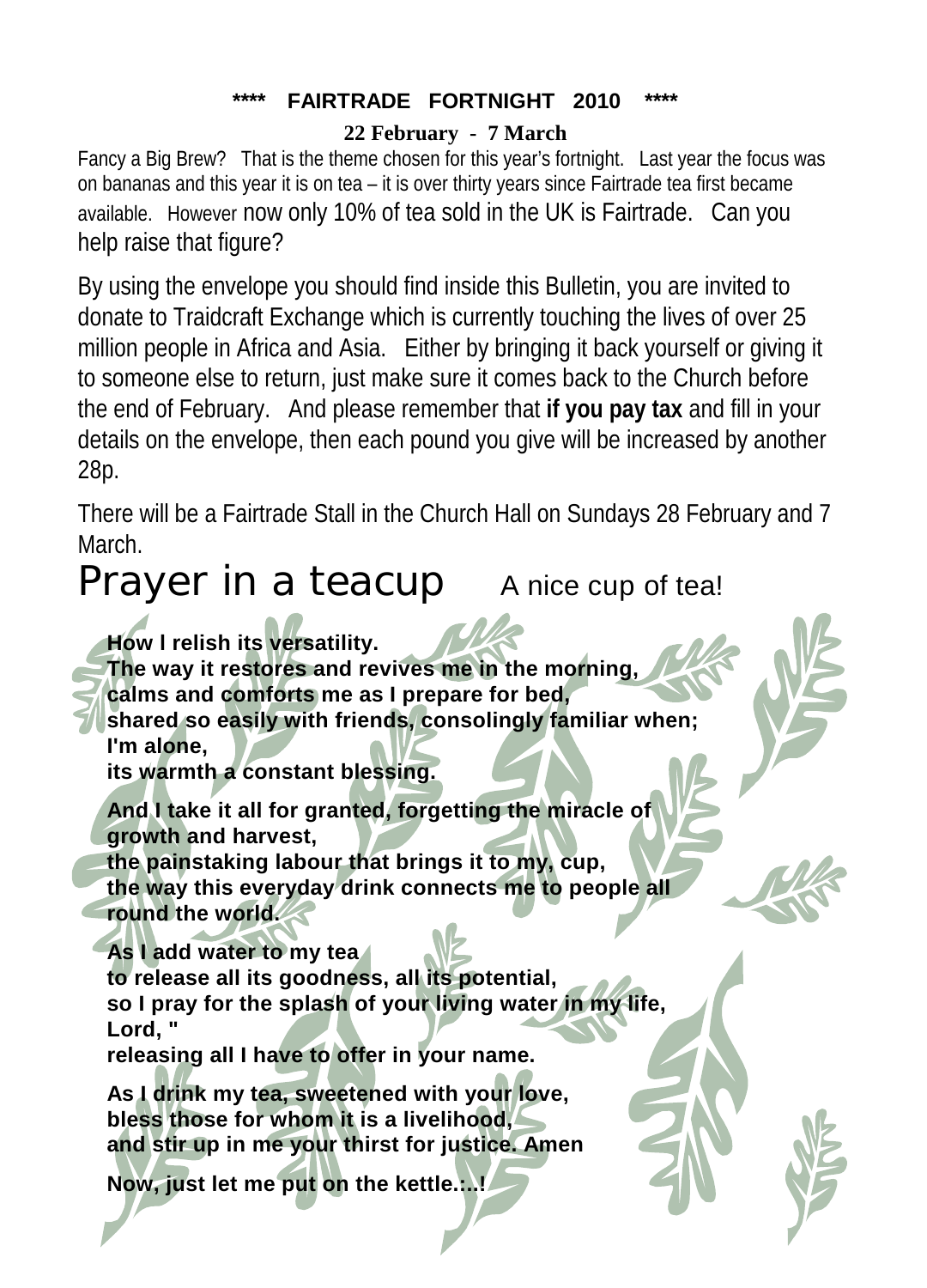**\*\*\*\*   FAIRTRADE   FORTNIGHT   2010   \*\*\*\***

**22 February  -  7 March**

Fancy a Big Brew?   That is the theme chosen for this year's fortnight.   Last year the focus was on bananas and this year it is on tea – it is over thirty years since Fairtrade tea first became available.   However now only 10% of tea sold in the UK is Fairtrade.   Can you help raise that figure?

By using the envelope you should find inside this Bulletin, you are invited to donate to Traidcraft Exchange which is currently touching the lives of over 25 million people in Africa and Asia.   Either by bringing it back yourself or giving it to someone else to return, just make sure it comes back to the Church before the end of February.   And please remember that **if you pay tax** and fill in your details on the envelope, then each pound you give will be increased by another 28p.

There will be a Fairtrade Stall in the Church Hall on Sundays 28 February and 7 March.

# Prayer in a teacup    A nice cup of tea!

**How I relish its versatility.**
**The way it restores and revives me in the morning,**
**calms and comforts me as I prepare for bed,**
**shared so easily with friends, consolingly familiar when;**
**I'm alone,**
**its warmth a constant blessing.**

**And I take it all for granted, forgetting the miracle of growth and harvest,**
**the painstaking labour that brings it to my, cup,**
**the way this everyday drink connects me to people all round the world.**

**As I add water to my tea**
**to release all its goodness, all its potential,**
**so I pray for the splash of your living water in my life, Lord, "**
**releasing all I have to offer in your name.**

**As I drink my tea, sweetened with your love,**
**bless those for whom it is a livelihood,**
**and stir up in me your thirst for justice. Amen**

**Now, just let me put on the kettle.:..!**